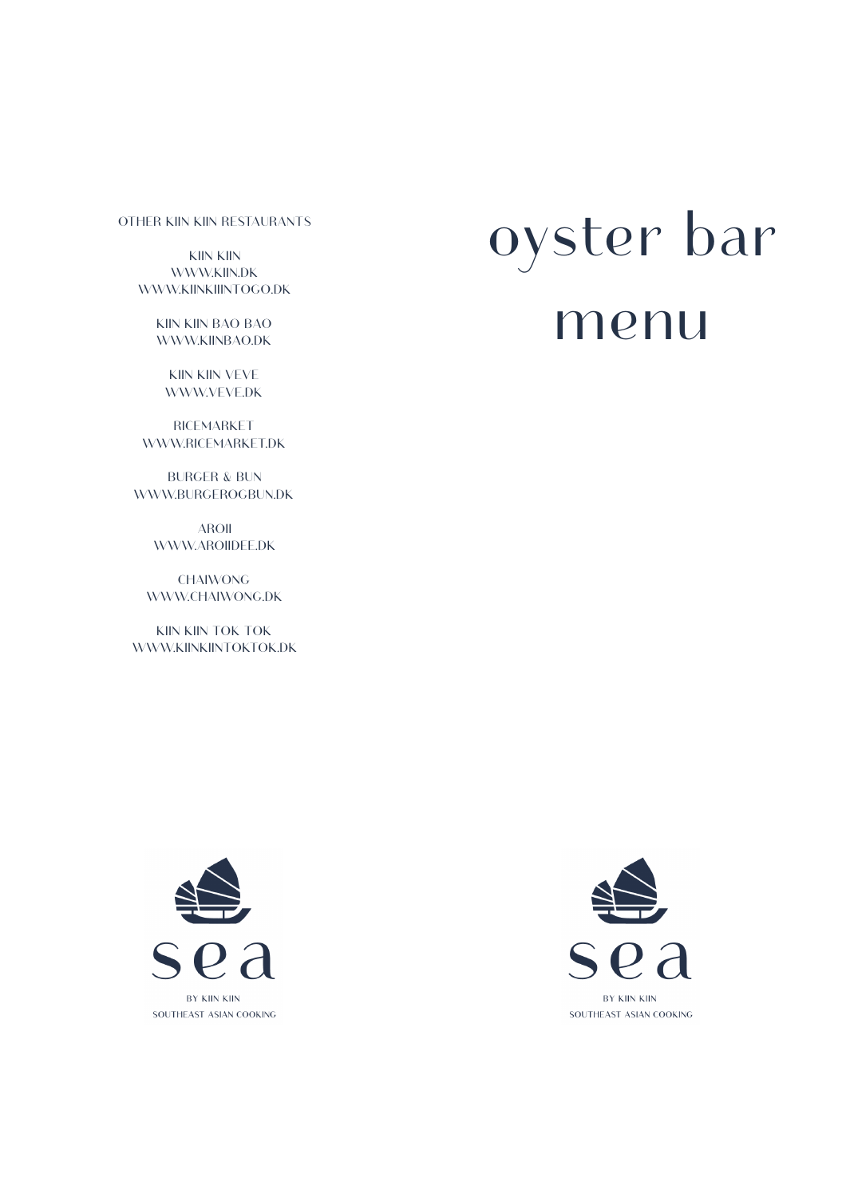# oyster bar menu

OTHER KIIN KIIN RESTAURANTS

KIIN KIIN
WWW.KIIN.DK
WWW.KIINKIINTOGO.DK

KIIN KIIN BAO BAO
WWW.KIINBAO.DK

KIIN KIIN VEVE
WWW.VEVE.DK

RICEMARKET
WWW.RICEMARKET.DK

BURGER & BUN
WWW.BURGEROGBUN.DK

AROII
WWW.AROIIDEE.DK

CHAIWONG
WWW.CHAIWONG.DK

KIIN KIIN TOK TOK
WWW.KIINKIINTOKTOK.DK

sea

BY KIIN KIIN
SOUTHEAST ASIAN COOKING

sea

BY KIIN KIIN
SOUTHEAST ASIAN COOKING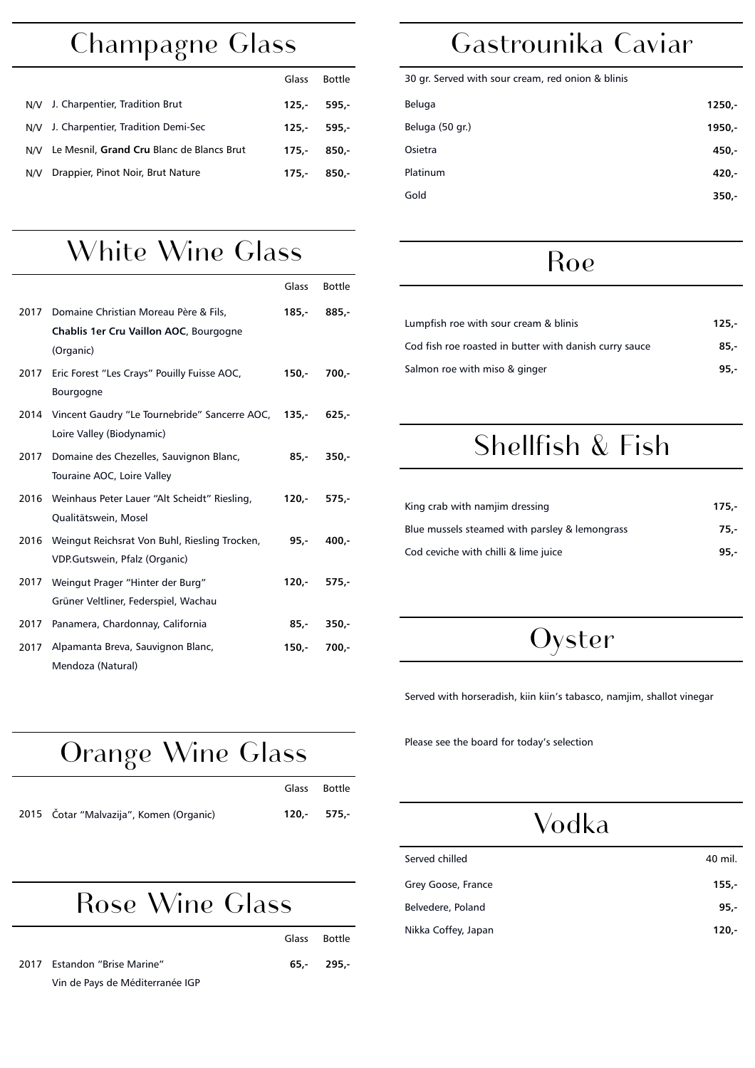# Champagne Glass

| | | Glass | Bottle |
|---|---|---|---|
| N/V | J. Charpentier, Tradition Brut | **125,-** | **595,-** |
| N/V | J. Charpentier, Tradition Demi-Sec | **125,-** | **595,-** |
| N/V | Le Mesnil, **Grand Cru** Blanc de Blancs Brut | **175,-** | **850,-** |
| N/V | Drappier, Pinot Noir, Brut Nature | **175,-** | **850,-** |

# White Wine Glass

| | | Glass | Bottle |
|---|---|---|---|
| 2017 | Domaine Christian Moreau Père & Fils, **Chablis 1er Cru Vaillon AOC**, Bourgogne (Organic) | **185,-** | **885,-** |
| 2017 | Eric Forest "Les Crays" Pouilly Fuisse AOC, Bourgogne | **150,-** | **700,-** |
| 2014 | Vincent Gaudry "Le Tournebride" Sancerre AOC, Loire Valley (Biodynamic) | **135,-** | **625,-** |
| 2017 | Domaine des Chezelles, Sauvignon Blanc, Touraine AOC, Loire Valley | **85,-** | **350,-** |
| 2016 | Weinhaus Peter Lauer "Alt Scheidt" Riesling, Qualitätswein, Mosel | **120,-** | **575,-** |
| 2016 | Weingut Reichsrat Von Buhl, Riesling Trocken, VDP.Gutswein, Pfalz (Organic) | **95,-** | **400,-** |
| 2017 | Weingut Prager "Hinter der Burg" Grüner Veltliner, Federspiel, Wachau | **120,-** | **575,-** |
| 2017 | Panamera, Chardonnay, California | **85,-** | **350,-** |
| 2017 | Alpamanta Breva, Sauvignon Blanc, Mendoza (Natural) | **150,-** | **700,-** |

# Orange Wine Glass

| | | Glass | Bottle |
|---|---|---|---|
| 2015 | Čotar "Malvazija", Komen (Organic) | **120,-** | **575,-** |

# Rose Wine Glass

| | | Glass | Bottle |
|---|---|---|---|
| 2017 | Estandon "Brise Marine" Vin de Pays de Méditerranée IGP | **65,-** | **295,-** |

# Gastrounika Caviar

30 gr. Served with sour cream, red onion & blinis

| | |
|---|---|
| Beluga | **1250,-** |
| Beluga (50 gr.) | **1950,-** |
| Osietra | **450,-** |
| Platinum | **420,-** |
| Gold | **350,-** |

# Roe

| | |
|---|---|
| Lumpfish roe with sour cream & blinis | **125,-** |
| Cod fish roe roasted in butter with danish curry sauce | **85,-** |
| Salmon roe with miso & ginger | **95,-** |

# Shellfish & Fish

| | |
|---|---|
| King crab with namjim dressing | **175,-** |
| Blue mussels steamed with parsley & lemongrass | **75,-** |
| Cod ceviche with chilli & lime juice | **95,-** |

# Oyster

Served with horseradish, kiin kiin's tabasco, namjim, shallot vinegar

Please see the board for today's selection

# Vodka

| Served chilled | 40 mil. |
|---|---|
| Grey Goose, France | **155,-** |
| Belvedere, Poland | **95,-** |
| Nikka Coffey, Japan | **120,-** |